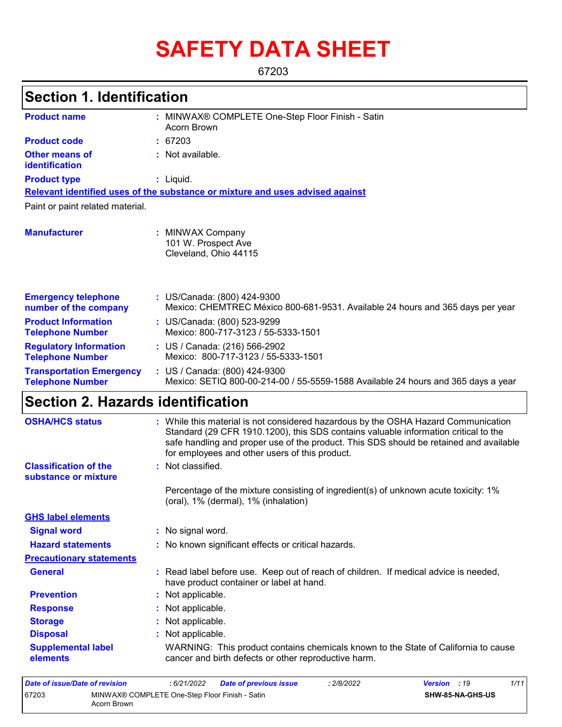# SAFETY DATA SHEET

67203

## Section 1. Identification

| | |
|---|---|
| **Product name** | : MINWAX® COMPLETE One-Step Floor Finish - Satin Acorn Brown |
| **Product code** | : 67203 |
| **Other means of identification** | : Not available. |
| **Product type** | : Liquid. |

**Relevant identified uses of the substance or mixture and uses advised against**

Paint or paint related material.

| | |
|---|---|
| **Manufacturer** | : MINWAX Company<br>101 W. Prospect Ave<br>Cleveland, Ohio 44115 |
| **Emergency telephone number of the company** | : US/Canada: (800) 424-9300<br>Mexico: CHEMTREC México 800-681-9531. Available 24 hours and 365 days per year |
| **Product Information Telephone Number** | : US/Canada: (800) 523-9299<br>Mexico: 800-717-3123 / 55-5333-1501 |
| **Regulatory Information Telephone Number** | : US / Canada: (216) 566-2902<br>Mexico: 800-717-3123 / 55-5333-1501 |
| **Transportation Emergency Telephone Number** | : US / Canada: (800) 424-9300<br>Mexico: SETIQ 800-00-214-00 / 55-5559-1588 Available 24 hours and 365 days a year |

## Section 2. Hazards identification

| | |
|---|---|
| **OSHA/HCS status** | : While this material is not considered hazardous by the OSHA Hazard Communication Standard (29 CFR 1910.1200), this SDS contains valuable information critical to the safe handling and proper use of the product. This SDS should be retained and available for employees and other users of this product. |
| **Classification of the substance or mixture** | : Not classified. |
| | Percentage of the mixture consisting of ingredient(s) of unknown acute toxicity: 1% (oral), 1% (dermal), 1% (inhalation) |

**GHS label elements**

| | |
|---|---|
| **Signal word** | : No signal word. |
| **Hazard statements** | : No known significant effects or critical hazards. |

**Precautionary statements**

| | |
|---|---|
| **General** | : Read label before use. Keep out of reach of children. If medical advice is needed, have product container or label at hand. |
| **Prevention** | : Not applicable. |
| **Response** | : Not applicable. |
| **Storage** | : Not applicable. |
| **Disposal** | : Not applicable. |
| **Supplemental label elements** | WARNING: This product contains chemicals known to the State of California to cause cancer and birth defects or other reproductive harm. |

| *Date of issue/Date of revision* | : 6/21/2022 | *Date of previous issue* | : 2/8/2022 | *Version* : 19 |
|---|---|---|---|---|
| 67203 | MINWAX® COMPLETE One-Step Floor Finish - Satin Acorn Brown | | | SHW-85-NA-GHS-US |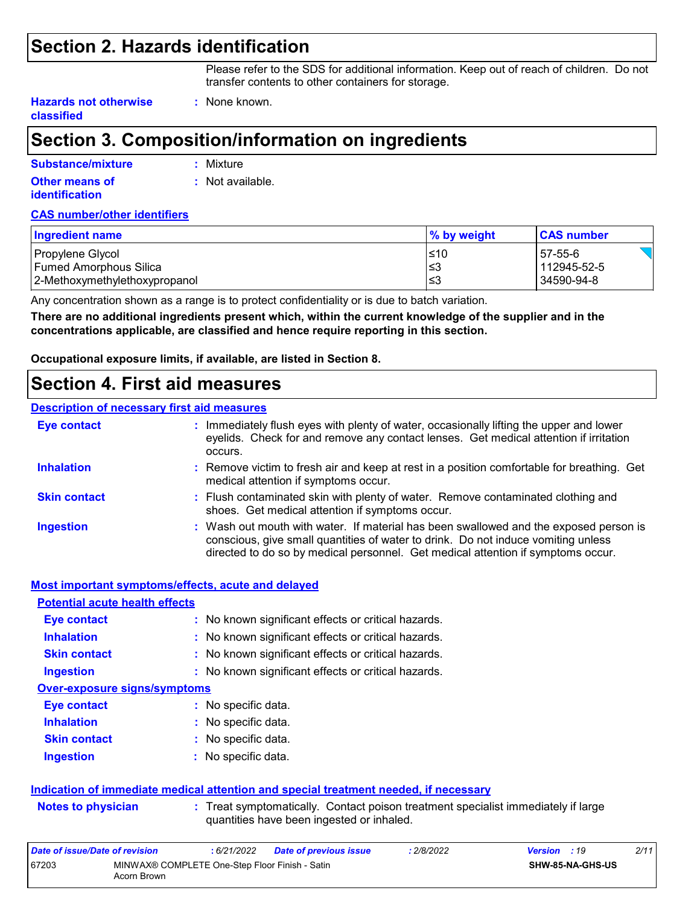## Section 2. Hazards identification

Please refer to the SDS for additional information. Keep out of reach of children. Do not transfer contents to other containers for storage.

**Hazards not otherwise classified** : None known.

## Section 3. Composition/information on ingredients

**Substance/mixture** : Mixture

**Other means of identification** : Not available.

**CAS number/other identifiers**

| Ingredient name | % by weight | CAS number |
|---|---|---|
| Propylene Glycol | ≤10 | 57-55-6 |
| Fumed Amorphous Silica | ≤3 | 112945-52-5 |
| 2-Methoxymethylethoxypropanol | ≤3 | 34590-94-8 |

Any concentration shown as a range is to protect confidentiality or is due to batch variation.

**There are no additional ingredients present which, within the current knowledge of the supplier and in the concentrations applicable, are classified and hence require reporting in this section.**

**Occupational exposure limits, if available, are listed in Section 8.**

## Section 4. First aid measures

**Description of necessary first aid measures**

**Eye contact** : Immediately flush eyes with plenty of water, occasionally lifting the upper and lower eyelids. Check for and remove any contact lenses. Get medical attention if irritation occurs.

**Inhalation** : Remove victim to fresh air and keep at rest in a position comfortable for breathing. Get medical attention if symptoms occur.

**Skin contact** : Flush contaminated skin with plenty of water. Remove contaminated clothing and shoes. Get medical attention if symptoms occur.

**Ingestion** : Wash out mouth with water. If material has been swallowed and the exposed person is conscious, give small quantities of water to drink. Do not induce vomiting unless directed to do so by medical personnel. Get medical attention if symptoms occur.

**Most important symptoms/effects, acute and delayed**

**Potential acute health effects**

**Eye contact** : No known significant effects or critical hazards.

**Inhalation** : No known significant effects or critical hazards.

**Skin contact** : No known significant effects or critical hazards.

**Ingestion** : No known significant effects or critical hazards.

**Over-exposure signs/symptoms**

**Eye contact** : No specific data.

**Inhalation** : No specific data.

**Skin contact** : No specific data.

**Ingestion** : No specific data.

**Indication of immediate medical attention and special treatment needed, if necessary**

**Notes to physician** : Treat symptomatically. Contact poison treatment specialist immediately if large quantities have been ingested or inhaled.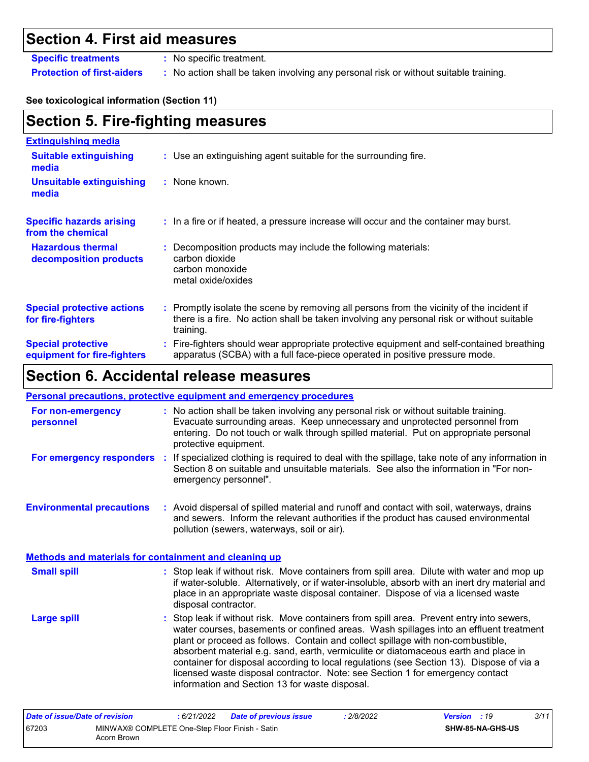## Section 4. First aid measures

**Specific treatments** : No specific treatment.

**Protection of first-aiders** : No action shall be taken involving any personal risk or without suitable training.

**See toxicological information (Section 11)**

## Section 5. Fire-fighting measures

**Extinguishing media**

**Suitable extinguishing media** : Use an extinguishing agent suitable for the surrounding fire.

**Unsuitable extinguishing media** : None known.

**Specific hazards arising from the chemical** : In a fire or if heated, a pressure increase will occur and the container may burst.

**Hazardous thermal decomposition products** : Decomposition products may include the following materials:
carbon dioxide
carbon monoxide
metal oxide/oxides

**Special protective actions for fire-fighters** : Promptly isolate the scene by removing all persons from the vicinity of the incident if there is a fire. No action shall be taken involving any personal risk or without suitable training.

**Special protective equipment for fire-fighters** : Fire-fighters should wear appropriate protective equipment and self-contained breathing apparatus (SCBA) with a full face-piece operated in positive pressure mode.

## Section 6. Accidental release measures

**Personal precautions, protective equipment and emergency procedures**

**For non-emergency personnel** : No action shall be taken involving any personal risk or without suitable training. Evacuate surrounding areas. Keep unnecessary and unprotected personnel from entering. Do not touch or walk through spilled material. Put on appropriate personal protective equipment.

**For emergency responders** : If specialized clothing is required to deal with the spillage, take note of any information in Section 8 on suitable and unsuitable materials. See also the information in "For non-emergency personnel".

**Environmental precautions** : Avoid dispersal of spilled material and runoff and contact with soil, waterways, drains and sewers. Inform the relevant authorities if the product has caused environmental pollution (sewers, waterways, soil or air).

**Methods and materials for containment and cleaning up**

**Small spill** : Stop leak if without risk. Move containers from spill area. Dilute with water and mop up if water-soluble. Alternatively, or if water-insoluble, absorb with an inert dry material and place in an appropriate waste disposal container. Dispose of via a licensed waste disposal contractor.

**Large spill** : Stop leak if without risk. Move containers from spill area. Prevent entry into sewers, water courses, basements or confined areas. Wash spillages into an effluent treatment plant or proceed as follows. Contain and collect spillage with non-combustible, absorbent material e.g. sand, earth, vermiculite or diatomaceous earth and place in container for disposal according to local regulations (see Section 13). Dispose of via a licensed waste disposal contractor. Note: see Section 1 for emergency contact information and Section 13 for waste disposal.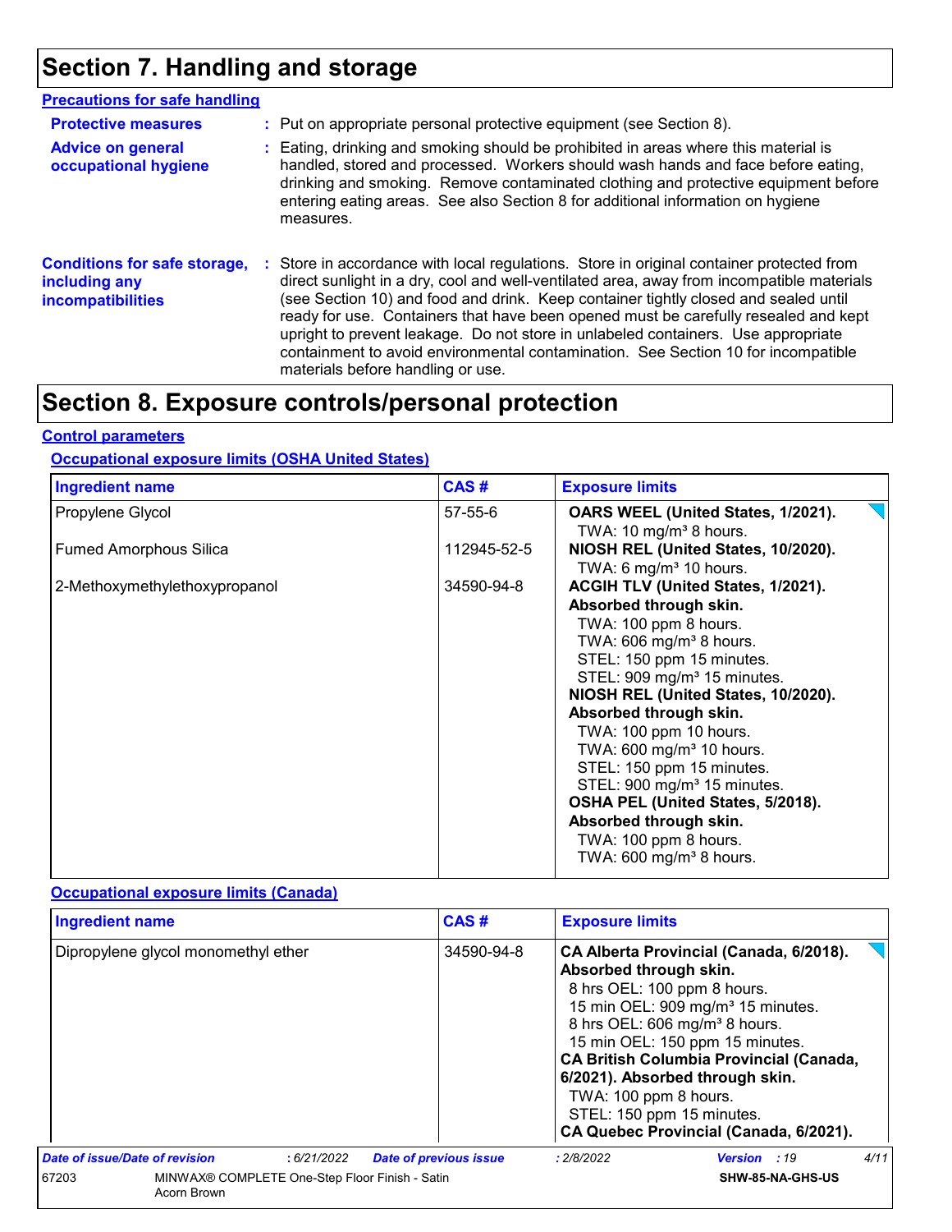# Section 7. Handling and storage

## Precautions for safe handling

**Protective measures** : Put on appropriate personal protective equipment (see Section 8).

**Advice on general occupational hygiene** : Eating, drinking and smoking should be prohibited in areas where this material is handled, stored and processed. Workers should wash hands and face before eating, drinking and smoking. Remove contaminated clothing and protective equipment before entering eating areas. See also Section 8 for additional information on hygiene measures.

**Conditions for safe storage, including any incompatibilities** : Store in accordance with local regulations. Store in original container protected from direct sunlight in a dry, cool and well-ventilated area, away from incompatible materials (see Section 10) and food and drink. Keep container tightly closed and sealed until ready for use. Containers that have been opened must be carefully resealed and kept upright to prevent leakage. Do not store in unlabeled containers. Use appropriate containment to avoid environmental contamination. See Section 10 for incompatible materials before handling or use.

# Section 8. Exposure controls/personal protection

## Control parameters

### Occupational exposure limits (OSHA United States)

| Ingredient name | CAS # | Exposure limits |
|---|---|---|
| Propylene Glycol | 57-55-6 | **OARS WEEL (United States, 1/2021).**<br>TWA: 10 mg/m³ 8 hours. |
| Fumed Amorphous Silica | 112945-52-5 | **NIOSH REL (United States, 10/2020).**<br>TWA: 6 mg/m³ 10 hours. |
| 2-Methoxymethylethoxypropanol | 34590-94-8 | **ACGIH TLV (United States, 1/2021). Absorbed through skin.**<br>TWA: 100 ppm 8 hours.<br>TWA: 606 mg/m³ 8 hours.<br>STEL: 150 ppm 15 minutes.<br>STEL: 909 mg/m³ 15 minutes.<br>**NIOSH REL (United States, 10/2020). Absorbed through skin.**<br>TWA: 100 ppm 10 hours.<br>TWA: 600 mg/m³ 10 hours.<br>STEL: 150 ppm 15 minutes.<br>STEL: 900 mg/m³ 15 minutes.<br>**OSHA PEL (United States, 5/2018). Absorbed through skin.**<br>TWA: 100 ppm 8 hours.<br>TWA: 600 mg/m³ 8 hours. |

### Occupational exposure limits (Canada)

| Ingredient name | CAS # | Exposure limits |
|---|---|---|
| Dipropylene glycol monomethyl ether | 34590-94-8 | **CA Alberta Provincial (Canada, 6/2018). Absorbed through skin.**<br>8 hrs OEL: 100 ppm 8 hours.<br>15 min OEL: 909 mg/m³ 15 minutes.<br>8 hrs OEL: 606 mg/m³ 8 hours.<br>15 min OEL: 150 ppm 15 minutes.<br>**CA British Columbia Provincial (Canada, 6/2021). Absorbed through skin.**<br>TWA: 100 ppm 8 hours.<br>STEL: 150 ppm 15 minutes.<br>**CA Quebec Provincial (Canada, 6/2021).** |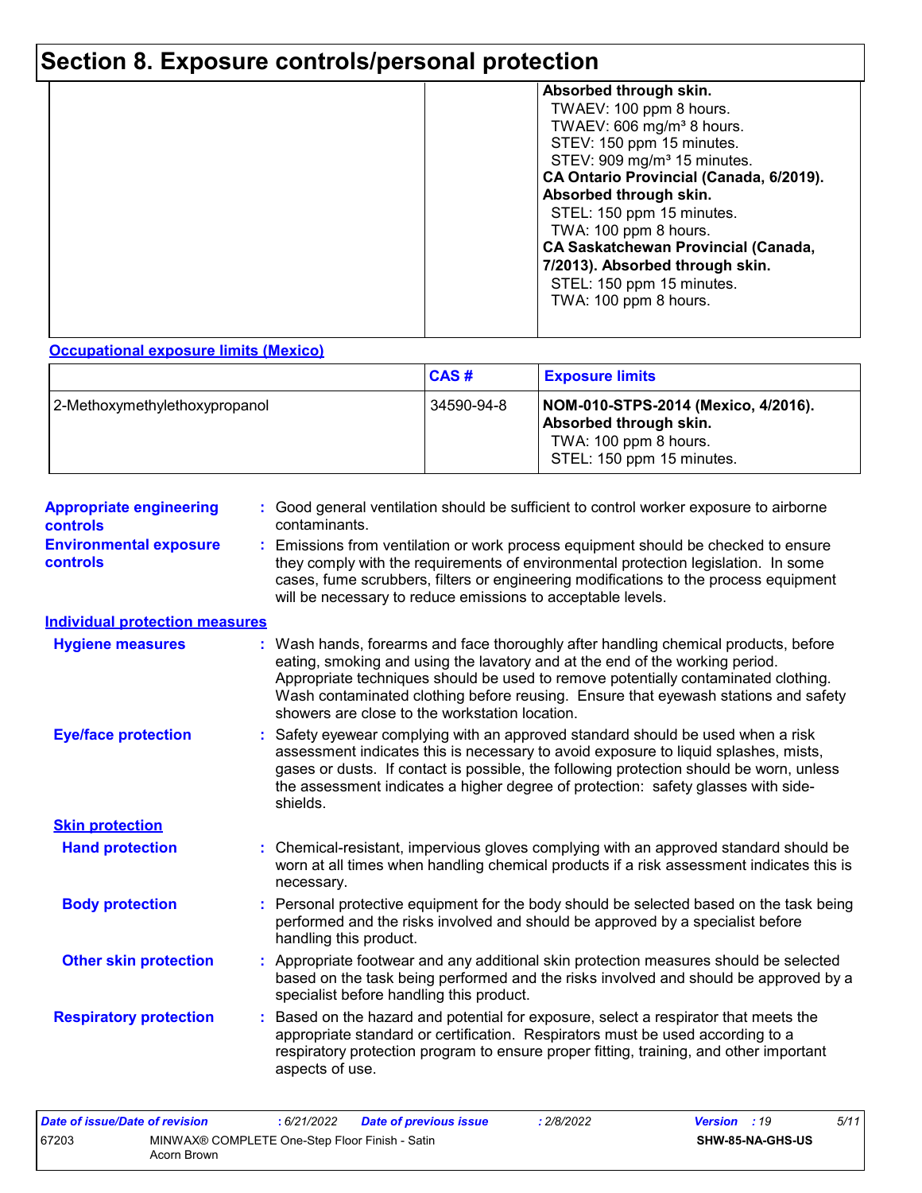# Section 8. Exposure controls/personal protection

| | | |
|---|---|---|
| | | **Absorbed through skin.**<br>TWAEV: 100 ppm 8 hours.<br>TWAEV: 606 mg/m³ 8 hours.<br>STEV: 150 ppm 15 minutes.<br>STEV: 909 mg/m³ 15 minutes.<br>**CA Ontario Provincial (Canada, 6/2019). Absorbed through skin.**<br>STEL: 150 ppm 15 minutes.<br>TWA: 100 ppm 8 hours.<br>**CA Saskatchewan Provincial (Canada, 7/2013). Absorbed through skin.**<br>STEL: 150 ppm 15 minutes.<br>TWA: 100 ppm 8 hours. |

**Occupational exposure limits (Mexico)**

| | CAS # | Exposure limits |
|---|---|---|
| 2-Methoxymethylethoxypropanol | 34590-94-8 | **NOM-010-STPS-2014 (Mexico, 4/2016). Absorbed through skin.**<br>TWA: 100 ppm 8 hours.<br>STEL: 150 ppm 15 minutes. |

**Appropriate engineering controls** : Good general ventilation should be sufficient to control worker exposure to airborne contaminants.

**Environmental exposure controls** : Emissions from ventilation or work process equipment should be checked to ensure they comply with the requirements of environmental protection legislation. In some cases, fume scrubbers, filters or engineering modifications to the process equipment will be necessary to reduce emissions to acceptable levels.

**Individual protection measures**

**Hygiene measures** : Wash hands, forearms and face thoroughly after handling chemical products, before eating, smoking and using the lavatory and at the end of the working period. Appropriate techniques should be used to remove potentially contaminated clothing. Wash contaminated clothing before reusing. Ensure that eyewash stations and safety showers are close to the workstation location.

**Eye/face protection** : Safety eyewear complying with an approved standard should be used when a risk assessment indicates this is necessary to avoid exposure to liquid splashes, mists, gases or dusts. If contact is possible, the following protection should be worn, unless the assessment indicates a higher degree of protection: safety glasses with side-shields.

**Skin protection**

**Hand protection** : Chemical-resistant, impervious gloves complying with an approved standard should be worn at all times when handling chemical products if a risk assessment indicates this is necessary.

**Body protection** : Personal protective equipment for the body should be selected based on the task being performed and the risks involved and should be approved by a specialist before handling this product.

**Other skin protection** : Appropriate footwear and any additional skin protection measures should be selected based on the task being performed and the risks involved and should be approved by a specialist before handling this product.

**Respiratory protection** : Based on the hazard and potential for exposure, select a respirator that meets the appropriate standard or certification. Respirators must be used according to a respiratory protection program to ensure proper fitting, training, and other important aspects of use.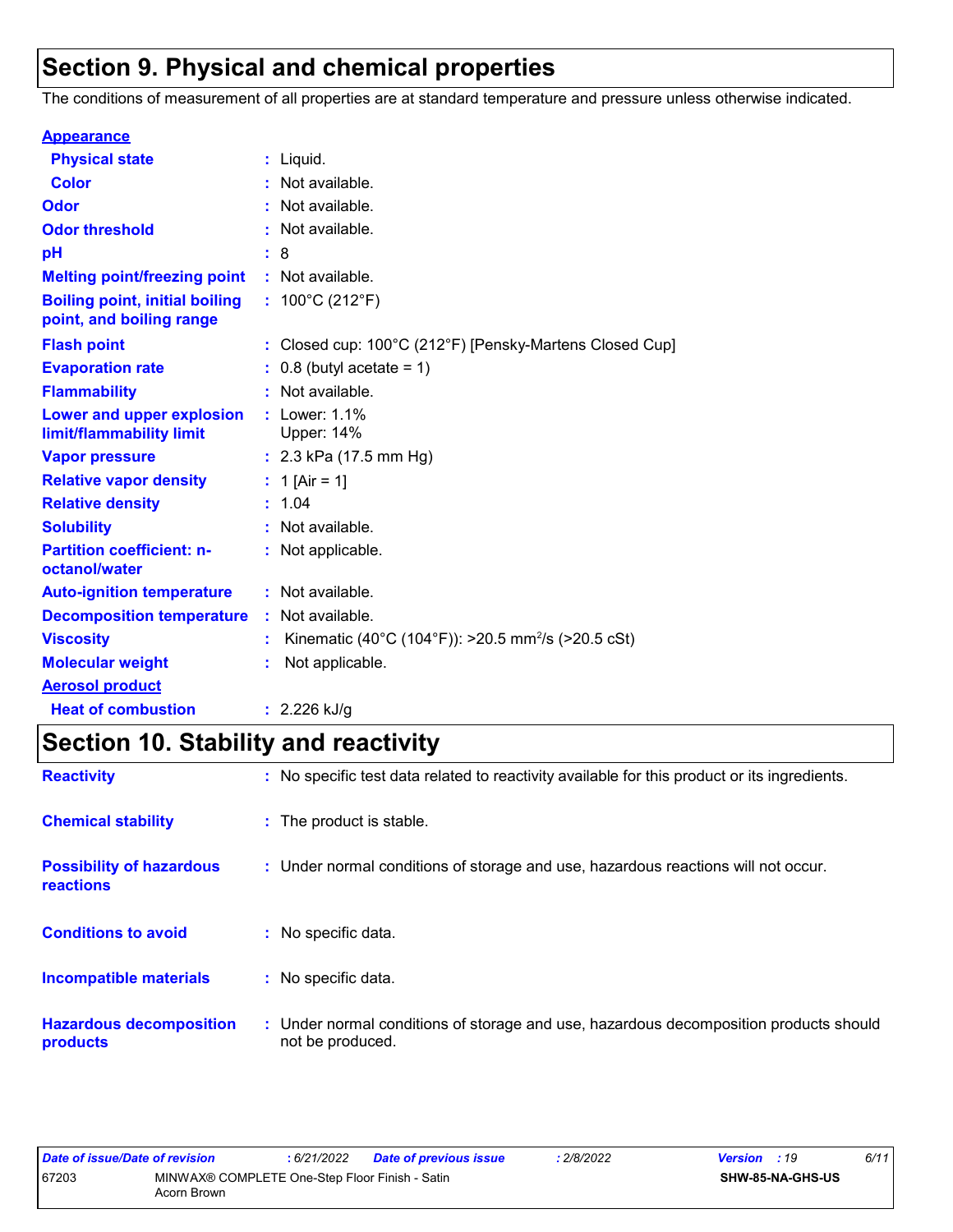## Section 9. Physical and chemical properties

The conditions of measurement of all properties are at standard temperature and pressure unless otherwise indicated.

**Appearance**

| | |
|---|---|
| **Physical state** | : Liquid. |
| **Color** | : Not available. |
| **Odor** | : Not available. |
| **Odor threshold** | : Not available. |
| **pH** | : 8 |
| **Melting point/freezing point** | : Not available. |
| **Boiling point, initial boiling point, and boiling range** | : 100°C (212°F) |
| **Flash point** | : Closed cup: 100°C (212°F) [Pensky-Martens Closed Cup] |
| **Evaporation rate** | : 0.8 (butyl acetate = 1) |
| **Flammability** | : Not available. |
| **Lower and upper explosion limit/flammability limit** | : Lower: 1.1%<br>Upper: 14% |
| **Vapor pressure** | : 2.3 kPa (17.5 mm Hg) |
| **Relative vapor density** | : 1 [Air = 1] |
| **Relative density** | : 1.04 |
| **Solubility** | : Not available. |
| **Partition coefficient: n-octanol/water** | : Not applicable. |
| **Auto-ignition temperature** | : Not available. |
| **Decomposition temperature** | : Not available. |
| **Viscosity** | : Kinematic (40°C (104°F)): >20.5 $mm^2/s$ (>20.5 cSt) |
| **Molecular weight** | : Not applicable. |

**Aerosol product**

| | |
|---|---|
| **Heat of combustion** | : 2.226 kJ/g |

## Section 10. Stability and reactivity

| | |
|---|---|
| **Reactivity** | : No specific test data related to reactivity available for this product or its ingredients. |
| **Chemical stability** | : The product is stable. |
| **Possibility of hazardous reactions** | : Under normal conditions of storage and use, hazardous reactions will not occur. |
| **Conditions to avoid** | : No specific data. |
| **Incompatible materials** | : No specific data. |
| **Hazardous decomposition products** | : Under normal conditions of storage and use, hazardous decomposition products should not be produced. |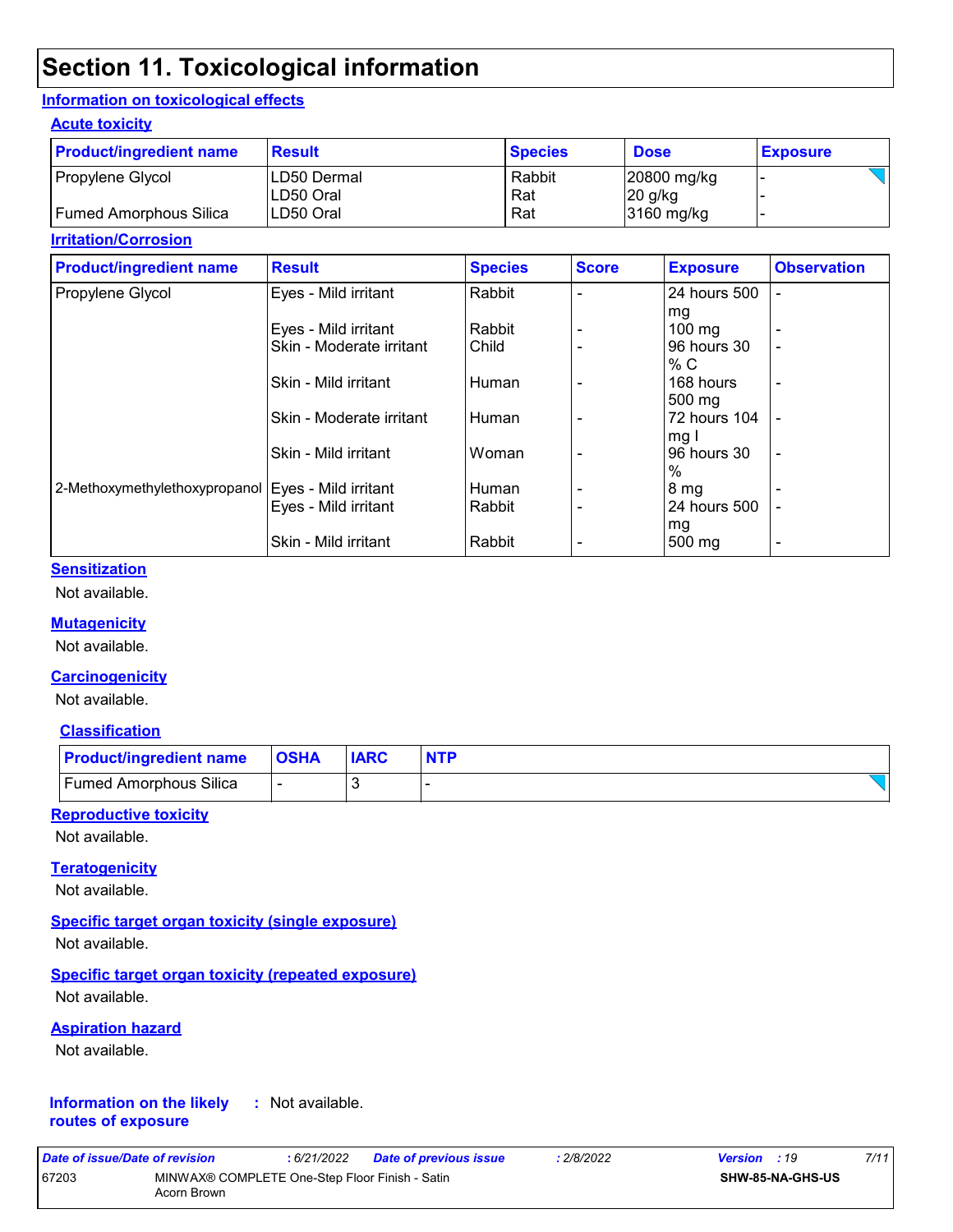# Section 11. Toxicological information

## Information on toxicological effects

### Acute toxicity

| Product/ingredient name | Result | Species | Dose | Exposure |
|---|---|---|---|---|
| Propylene Glycol | LD50 Dermal | Rabbit | 20800 mg/kg | - |
| | LD50 Oral | Rat | 20 g/kg | - |
| Fumed Amorphous Silica | LD50 Oral | Rat | 3160 mg/kg | - |

### Irritation/Corrosion

| Product/ingredient name | Result | Species | Score | Exposure | Observation |
|---|---|---|---|---|---|
| Propylene Glycol | Eyes - Mild irritant | Rabbit | - | 24 hours 500 mg | - |
| | Eyes - Mild irritant | Rabbit | - | 100 mg | - |
| | Skin - Moderate irritant | Child | - | 96 hours 30 % C | - |
| | Skin - Mild irritant | Human | - | 168 hours 500 mg | - |
| | Skin - Moderate irritant | Human | - | 72 hours 104 mg I | - |
| | Skin - Mild irritant | Woman | - | 96 hours 30 % | - |
| 2-Methoxymethylethoxypropanol | Eyes - Mild irritant | Human | - | 8 mg | - |
| | Eyes - Mild irritant | Rabbit | - | 24 hours 500 mg | - |
| | Skin - Mild irritant | Rabbit | - | 500 mg | - |

### Sensitization

Not available.

### Mutagenicity

Not available.

### Carcinogenicity

Not available.

### Classification

| Product/ingredient name | OSHA | IARC | NTP |
|---|---|---|---|
| Fumed Amorphous Silica | - | 3 | - |

### Reproductive toxicity

Not available.

### Teratogenicity

Not available.

### Specific target organ toxicity (single exposure)

Not available.

### Specific target organ toxicity (repeated exposure)

Not available.

### Aspiration hazard

Not available.

**Information on the likely routes of exposure** : Not available.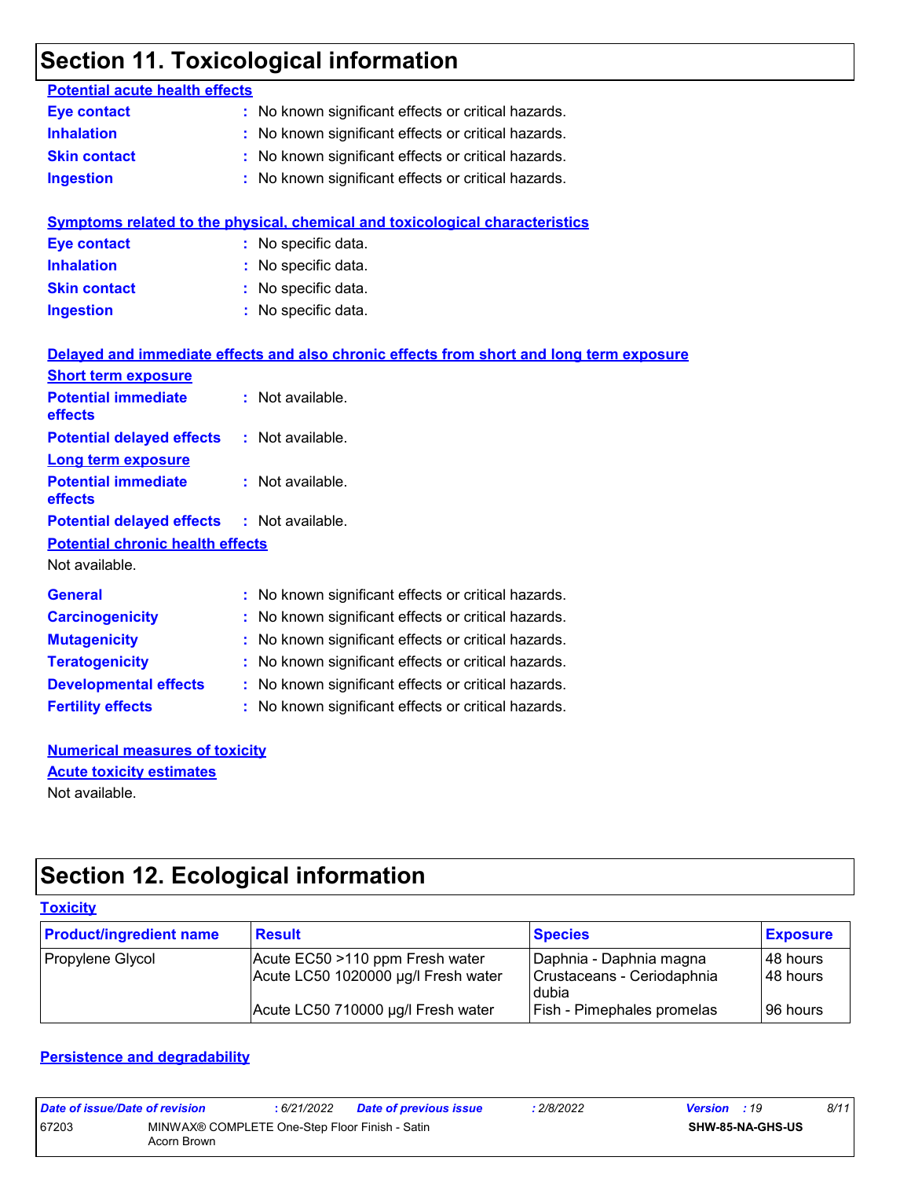# Section 11. Toxicological information

**Potential acute health effects**

**Eye contact** : No known significant effects or critical hazards.
**Inhalation** : No known significant effects or critical hazards.
**Skin contact** : No known significant effects or critical hazards.
**Ingestion** : No known significant effects or critical hazards.

**Symptoms related to the physical, chemical and toxicological characteristics**

**Eye contact** : No specific data.
**Inhalation** : No specific data.
**Skin contact** : No specific data.
**Ingestion** : No specific data.

**Delayed and immediate effects and also chronic effects from short and long term exposure**

**Short term exposure**

**Potential immediate effects** : Not available.
**Potential delayed effects** : Not available.

**Long term exposure**

**Potential immediate effects** : Not available.
**Potential delayed effects** : Not available.

**Potential chronic health effects**

Not available.

**General** : No known significant effects or critical hazards.
**Carcinogenicity** : No known significant effects or critical hazards.
**Mutagenicity** : No known significant effects or critical hazards.
**Teratogenicity** : No known significant effects or critical hazards.
**Developmental effects** : No known significant effects or critical hazards.
**Fertility effects** : No known significant effects or critical hazards.

**Numerical measures of toxicity**

**Acute toxicity estimates**

Not available.

# Section 12. Ecological information

**Toxicity**

| Product/ingredient name | Result | Species | Exposure |
|---|---|---|---|
| Propylene Glycol | Acute EC50 >110 ppm Fresh water | Daphnia - Daphnia magna | 48 hours |
| | Acute LC50 1020000 µg/l Fresh water | Crustaceans - Ceriodaphnia dubia | 48 hours |
| | Acute LC50 710000 µg/l Fresh water | Fish - Pimephales promelas | 96 hours |

**Persistence and degradability**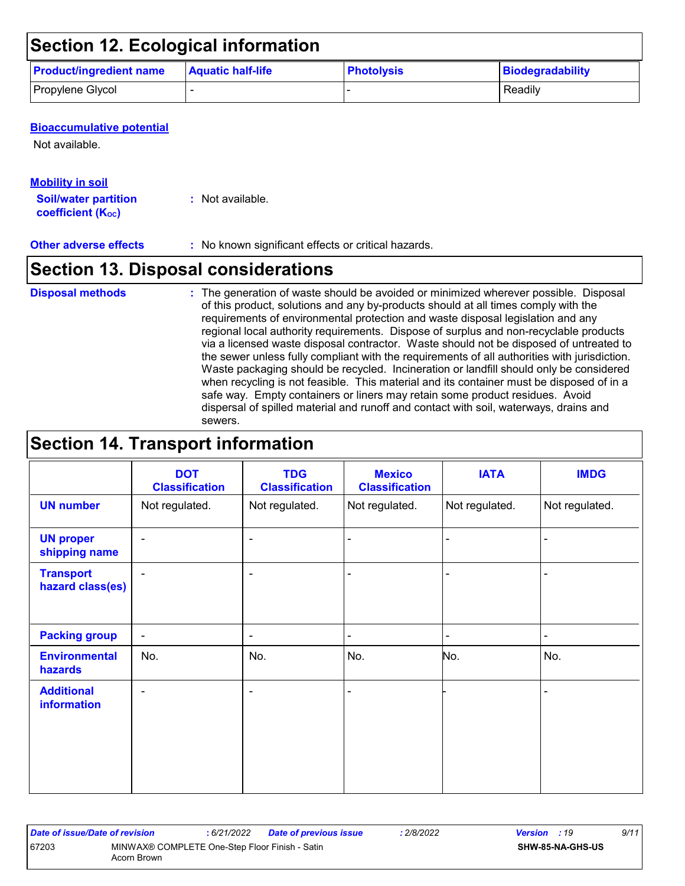## Section 12. Ecological information

| Product/ingredient name | Aquatic half-life | Photolysis | Biodegradability |
|---|---|---|---|
| Propylene Glycol | - | - | Readily |

**Bioaccumulative potential**

Not available.

**Mobility in soil**

**Soil/water partition coefficient ($K_{OC}$)** : Not available.

**Other adverse effects** : No known significant effects or critical hazards.

## Section 13. Disposal considerations

**Disposal methods** : The generation of waste should be avoided or minimized wherever possible. Disposal of this product, solutions and any by-products should at all times comply with the requirements of environmental protection and waste disposal legislation and any regional local authority requirements. Dispose of surplus and non-recyclable products via a licensed waste disposal contractor. Waste should not be disposed of untreated to the sewer unless fully compliant with the requirements of all authorities with jurisdiction. Waste packaging should be recycled. Incineration or landfill should only be considered when recycling is not feasible. This material and its container must be disposed of in a safe way. Empty containers or liners may retain some product residues. Avoid dispersal of spilled material and runoff and contact with soil, waterways, drains and sewers.

## Section 14. Transport information

| | DOT Classification | TDG Classification | Mexico Classification | IATA | IMDG |
|---|---|---|---|---|---|
| **UN number** | Not regulated. | Not regulated. | Not regulated. | Not regulated. | Not regulated. |
| **UN proper shipping name** | - | - | - | - | - |
| **Transport hazard class(es)** | - | - | - | - | - |
| **Packing group** | - | - | - | - | - |
| **Environmental hazards** | No. | No. | No. | No. | No. |
| **Additional information** | - | - | - | - | - |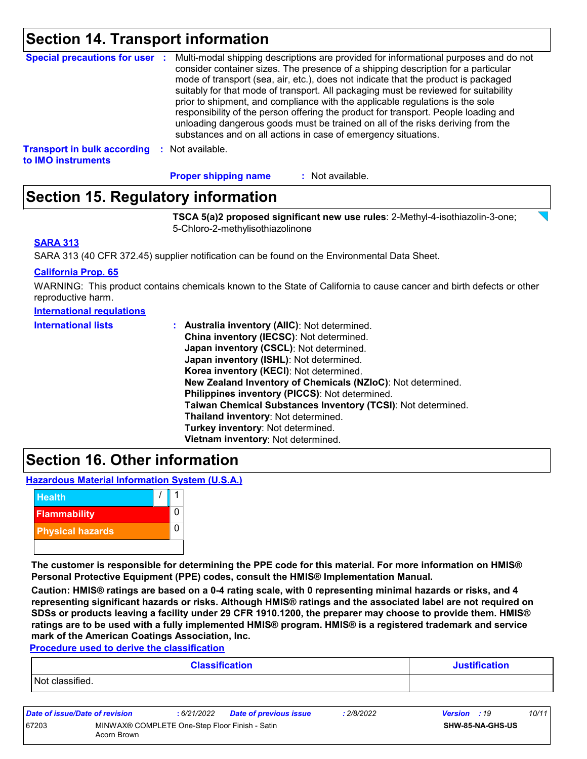## Section 14. Transport information

**Special precautions for user** : Multi-modal shipping descriptions are provided for informational purposes and do not consider container sizes. The presence of a shipping description for a particular mode of transport (sea, air, etc.), does not indicate that the product is packaged suitably for that mode of transport. All packaging must be reviewed for suitability prior to shipment, and compliance with the applicable regulations is the sole responsibility of the person offering the product for transport. People loading and unloading dangerous goods must be trained on all of the risks deriving from the substances and on all actions in case of emergency situations.

**Transport in bulk according to IMO instruments** : Not available.

**Proper shipping name** : Not available.

## Section 15. Regulatory information

**TSCA 5(a)2 proposed significant new use rules**: 2-Methyl-4-isothiazolin-3-one; 5-Chloro-2-methylisothiazolinone

**SARA 313**

SARA 313 (40 CFR 372.45) supplier notification can be found on the Environmental Data Sheet.

**California Prop. 65**

WARNING: This product contains chemicals known to the State of California to cause cancer and birth defects or other reproductive harm.

**International regulations**

**International lists** :
**Australia inventory (AIIC)**: Not determined.
**China inventory (IECSC)**: Not determined.
**Japan inventory (CSCL)**: Not determined.
**Japan inventory (ISHL)**: Not determined.
**Korea inventory (KECI)**: Not determined.
**New Zealand Inventory of Chemicals (NZIoC)**: Not determined.
**Philippines inventory (PICCS)**: Not determined.
**Taiwan Chemical Substances Inventory (TCSI)**: Not determined.
**Thailand inventory**: Not determined.
**Turkey inventory**: Not determined.
**Vietnam inventory**: Not determined.

## Section 16. Other information

**Hazardous Material Information System (U.S.A.)**

| | |
|---|---|
| Health | / 1 |
| Flammability | 0 |
| Physical hazards | 0 |
| | |

**The customer is responsible for determining the PPE code for this material. For more information on HMIS® Personal Protective Equipment (PPE) codes, consult the HMIS® Implementation Manual.**

**Caution: HMIS® ratings are based on a 0-4 rating scale, with 0 representing minimal hazards or risks, and 4 representing significant hazards or risks. Although HMIS® ratings and the associated label are not required on SDSs or products leaving a facility under 29 CFR 1910.1200, the preparer may choose to provide them. HMIS® ratings are to be used with a fully implemented HMIS® program. HMIS® is a registered trademark and service mark of the American Coatings Association, Inc.**

**Procedure used to derive the classification**

| Classification | Justification |
|---|---|
| Not classified. | |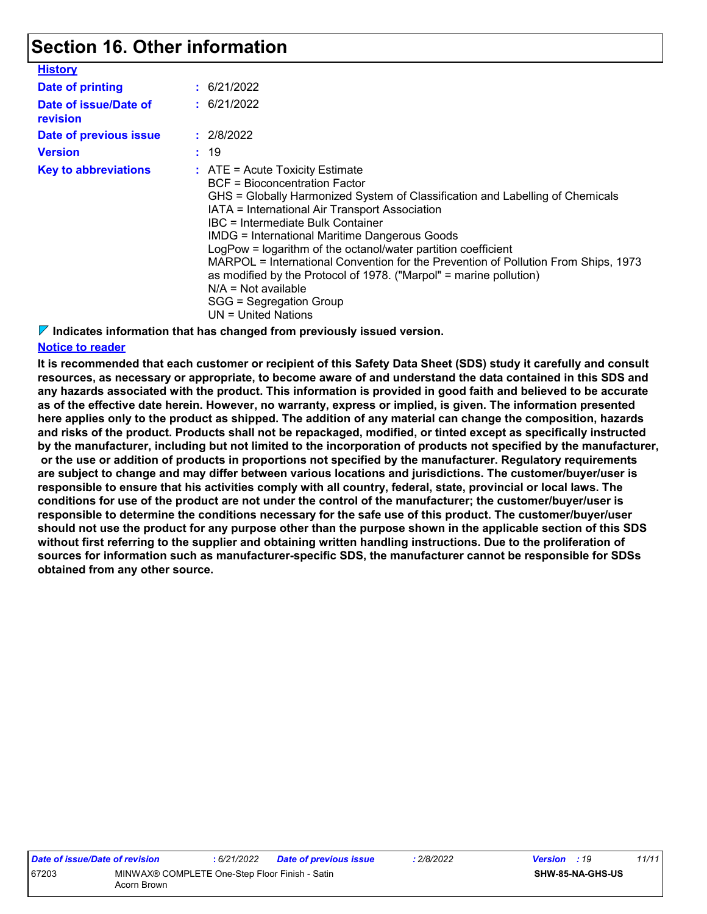# Section 16. Other information

**History**

| | | |
|---|---|---|
| **Date of printing** | : | 6/21/2022 |
| **Date of issue/Date of revision** | : | 6/21/2022 |
| **Date of previous issue** | : | 2/8/2022 |
| **Version** | : | 19 |
| **Key to abbreviations** | : | ATE = Acute Toxicity Estimate<br>BCF = Bioconcentration Factor<br>GHS = Globally Harmonized System of Classification and Labelling of Chemicals<br>IATA = International Air Transport Association<br>IBC = Intermediate Bulk Container<br>IMDG = International Maritime Dangerous Goods<br>LogPow = logarithm of the octanol/water partition coefficient<br>MARPOL = International Convention for the Prevention of Pollution From Ships, 1973 as modified by the Protocol of 1978. ("Marpol" = marine pollution)<br>N/A = Not available<br>SGG = Segregation Group<br>UN = United Nations |

**Indicates information that has changed from previously issued version.**

**Notice to reader**

**It is recommended that each customer or recipient of this Safety Data Sheet (SDS) study it carefully and consult resources, as necessary or appropriate, to become aware of and understand the data contained in this SDS and any hazards associated with the product. This information is provided in good faith and believed to be accurate as of the effective date herein. However, no warranty, express or implied, is given. The information presented here applies only to the product as shipped. The addition of any material can change the composition, hazards and risks of the product. Products shall not be repackaged, modified, or tinted except as specifically instructed by the manufacturer, including but not limited to the incorporation of products not specified by the manufacturer, or the use or addition of products in proportions not specified by the manufacturer. Regulatory requirements are subject to change and may differ between various locations and jurisdictions. The customer/buyer/user is responsible to ensure that his activities comply with all country, federal, state, provincial or local laws. The conditions for use of the product are not under the control of the manufacturer; the customer/buyer/user is responsible to determine the conditions necessary for the safe use of this product. The customer/buyer/user should not use the product for any purpose other than the purpose shown in the applicable section of this SDS without first referring to the supplier and obtaining written handling instructions. Due to the proliferation of sources for information such as manufacturer-specific SDS, the manufacturer cannot be responsible for SDSs obtained from any other source.**